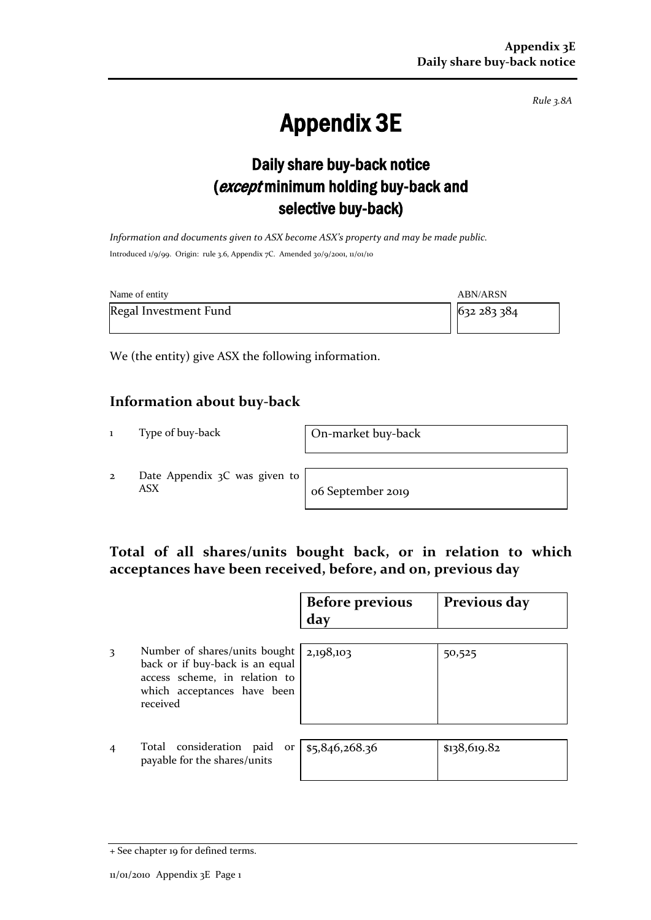*Rule 3.8A*

# Appendix 3E

## Daily share buy-back notice (*except* minimum holding buy-back and selective buy-back)

*Information and documents given to ASX become ASX's property and may be made public.*

Introduced 1/9/99. Origin: rule 3.6, Appendix 7C. Amended 30/9/2001, 11/01/10

| Name of entity | ABN/ARSN |
|---|---|
| Regal Investment Fund | 632 283 384 |

We (the entity) give ASX the following information.

## Information about buy-back

| | | |
|---|---|---|
| 1 | Type of buy-back | On-market buy-back |
| 2 | Date Appendix 3C was given to ASX | 06 September 2019 |

## Total of all shares/units bought back, or in relation to which acceptances have been received, before, and on, previous day

| | | Before previous day | Previous day |
|---|---|---|---|
| 3 | Number of shares/units bought back or if buy-back is an equal access scheme, in relation to which acceptances have been received | 2,198,103 | 50,525 |
| 4 | Total consideration paid or payable for the shares/units | $5,846,268.36 | $138,619.82 |

+ See chapter 19 for defined terms.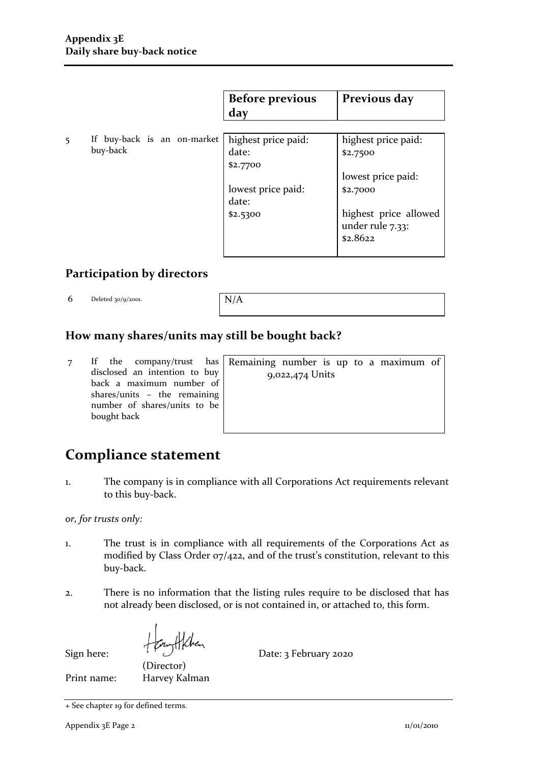**Appendix 3E**
**Daily share buy-back notice**

| | | Before previous day | Previous day |
|---|---|---|---|
| 5 | If buy-back is an on-market buy-back | highest price paid: date: $2.7700<br><br>lowest price paid: date: $2.5300 | highest price paid: $2.7500<br><br>lowest price paid: $2.7000<br><br>highest price allowed under rule 7.33: $2.8622 |

## Participation by directors

| | | |
|---|---|---|
| 6 | Deleted 30/9/2001. | N/A |

## How many shares/units may still be bought back?

| | | |
|---|---|---|
| 7 | If the company/trust has disclosed an intention to buy back a maximum number of shares/units – the remaining number of shares/units to be bought back | Remaining number is up to a maximum of 9,022,474 Units |

# Compliance statement

1. The company is in compliance with all Corporations Act requirements relevant to this buy-back.

*or, for trusts only:*

1. The trust is in compliance with all requirements of the Corporations Act as modified by Class Order 07/422, and of the trust's constitution, relevant to this buy-back.

2. There is no information that the listing rules require to be disclosed that has not already been disclosed, or is not contained in, or attached to, this form.

Sign here: (Director)  Date: 3 February 2020

Print name: Harvey Kalman

+ See chapter 19 for defined terms.